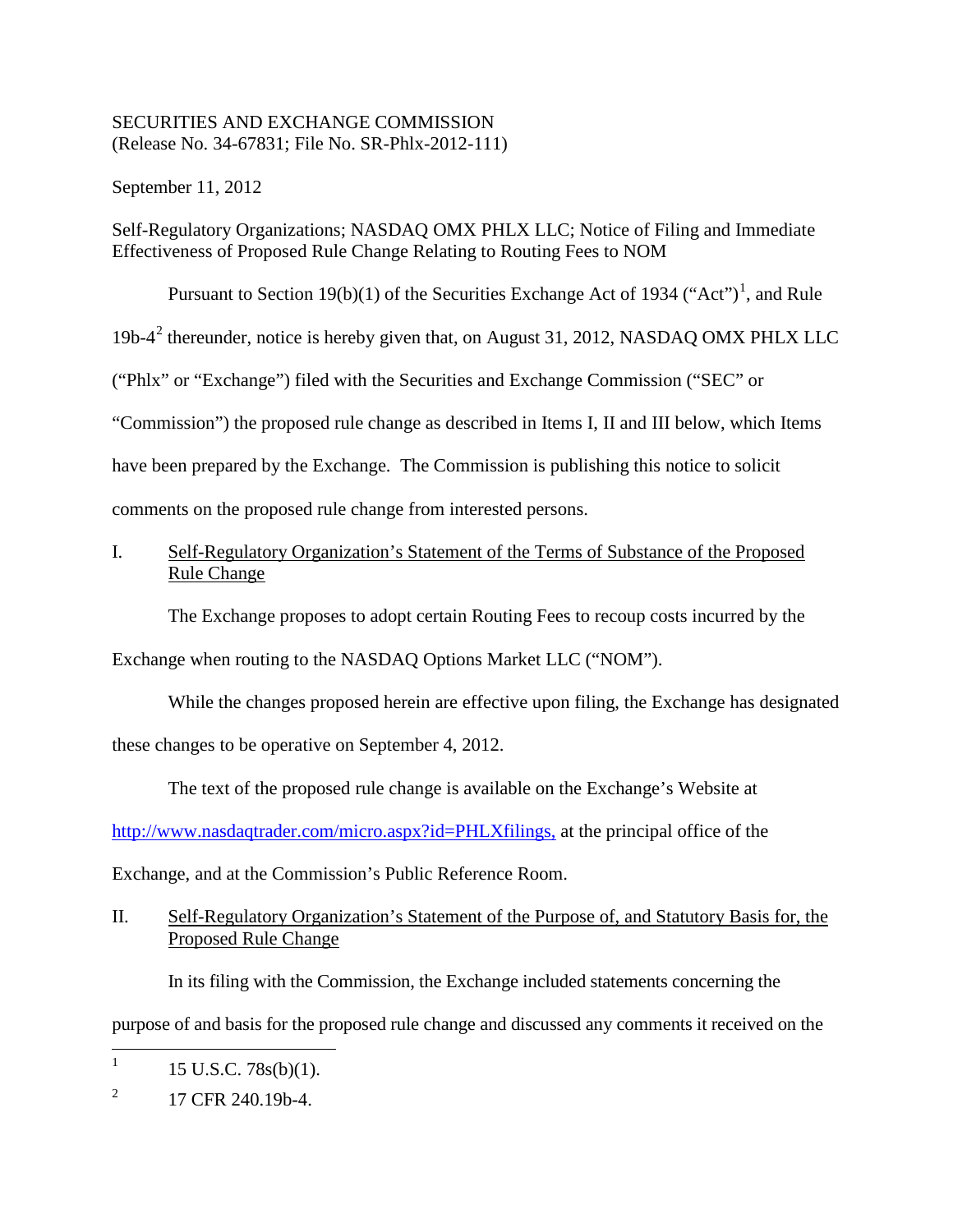SECURITIES AND EXCHANGE COMMISSION
(Release No. 34-67831; File No. SR-Phlx-2012-111)

September 11, 2012

Self-Regulatory Organizations; NASDAQ OMX PHLX LLC; Notice of Filing and Immediate Effectiveness of Proposed Rule Change Relating to Routing Fees to NOM

Pursuant to Section 19(b)(1) of the Securities Exchange Act of 1934 ("Act")[1], and Rule 19b-4[2] thereunder, notice is hereby given that, on August 31, 2012, NASDAQ OMX PHLX LLC ("Phlx" or "Exchange") filed with the Securities and Exchange Commission ("SEC" or "Commission") the proposed rule change as described in Items I, II and III below, which Items have been prepared by the Exchange. The Commission is publishing this notice to solicit comments on the proposed rule change from interested persons.

## I. Self-Regulatory Organization's Statement of the Terms of Substance of the Proposed Rule Change

The Exchange proposes to adopt certain Routing Fees to recoup costs incurred by the Exchange when routing to the NASDAQ Options Market LLC ("NOM").

While the changes proposed herein are effective upon filing, the Exchange has designated these changes to be operative on September 4, 2012.

The text of the proposed rule change is available on the Exchange's Website at http://www.nasdaqtrader.com/micro.aspx?id=PHLXfilings, at the principal office of the Exchange, and at the Commission's Public Reference Room.

## II. Self-Regulatory Organization's Statement of the Purpose of, and Statutory Basis for, the Proposed Rule Change

In its filing with the Commission, the Exchange included statements concerning the purpose of and basis for the proposed rule change and discussed any comments it received on the

---

[1] 15 U.S.C. 78s(b)(1).

[2] 17 CFR 240.19b-4.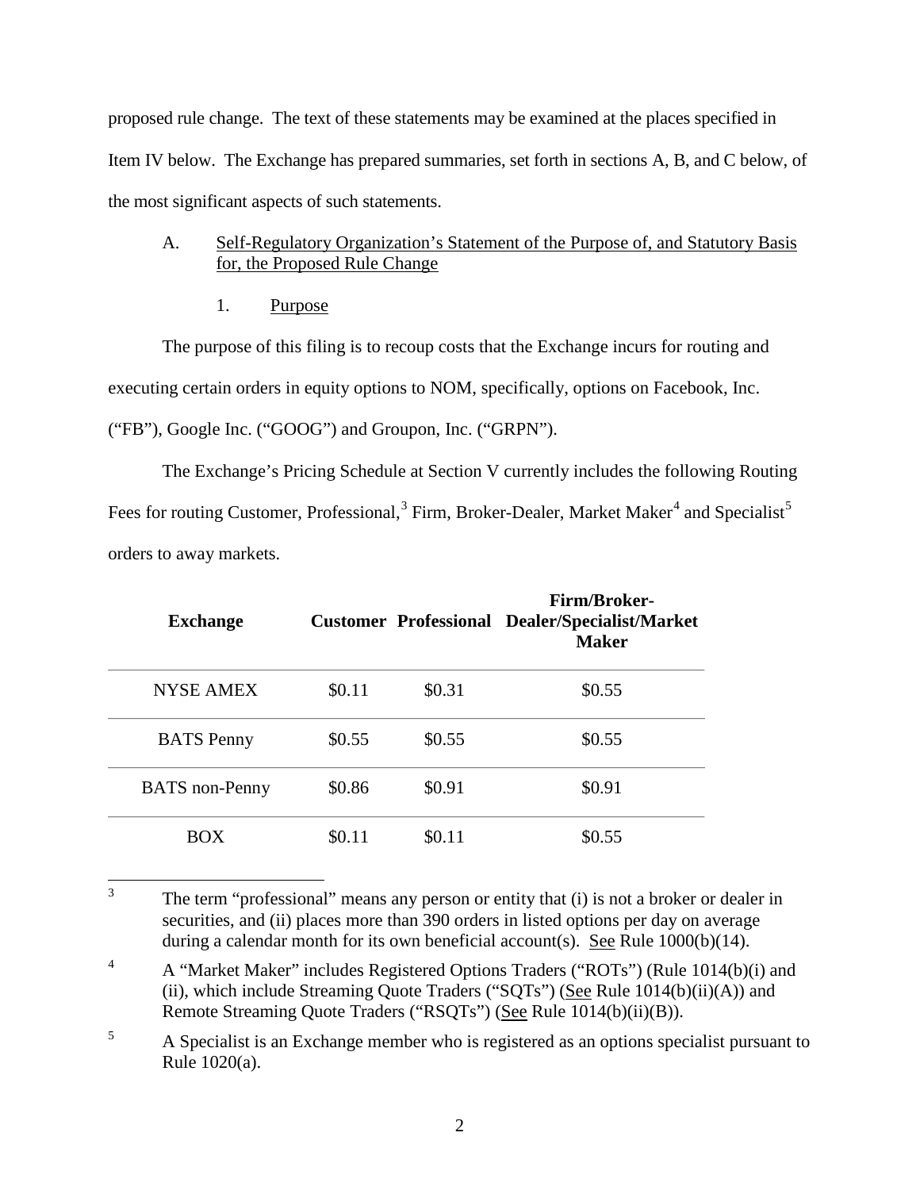proposed rule change. The text of these statements may be examined at the places specified in Item IV below. The Exchange has prepared summaries, set forth in sections A, B, and C below, of the most significant aspects of such statements.

A. Self-Regulatory Organization's Statement of the Purpose of, and Statutory Basis for, the Proposed Rule Change

1. Purpose

The purpose of this filing is to recoup costs that the Exchange incurs for routing and executing certain orders in equity options to NOM, specifically, options on Facebook, Inc. ("FB"), Google Inc. ("GOOG") and Groupon, Inc. ("GRPN").

The Exchange's Pricing Schedule at Section V currently includes the following Routing Fees for routing Customer, Professional,[3] Firm, Broker-Dealer, Market Maker[4] and Specialist[5] orders to away markets.

| Exchange | Customer | Professional | Firm/Broker-Dealer/Specialist/Market Maker |
|---|---|---|---|
| NYSE AMEX | $0.11 | $0.31 | $0.55 |
| BATS Penny | $0.55 | $0.55 | $0.55 |
| BATS non-Penny | $0.86 | $0.91 | $0.91 |
| BOX | $0.11 | $0.11 | $0.55 |

[3] The term "professional" means any person or entity that (i) is not a broker or dealer in securities, and (ii) places more than 390 orders in listed options per day on average during a calendar month for its own beneficial account(s). See Rule 1000(b)(14).

[4] A "Market Maker" includes Registered Options Traders ("ROTs") (Rule 1014(b)(i) and (ii), which include Streaming Quote Traders ("SQTs") (See Rule 1014(b)(ii)(A)) and Remote Streaming Quote Traders ("RSQTs") (See Rule 1014(b)(ii)(B)).

[5] A Specialist is an Exchange member who is registered as an options specialist pursuant to Rule 1020(a).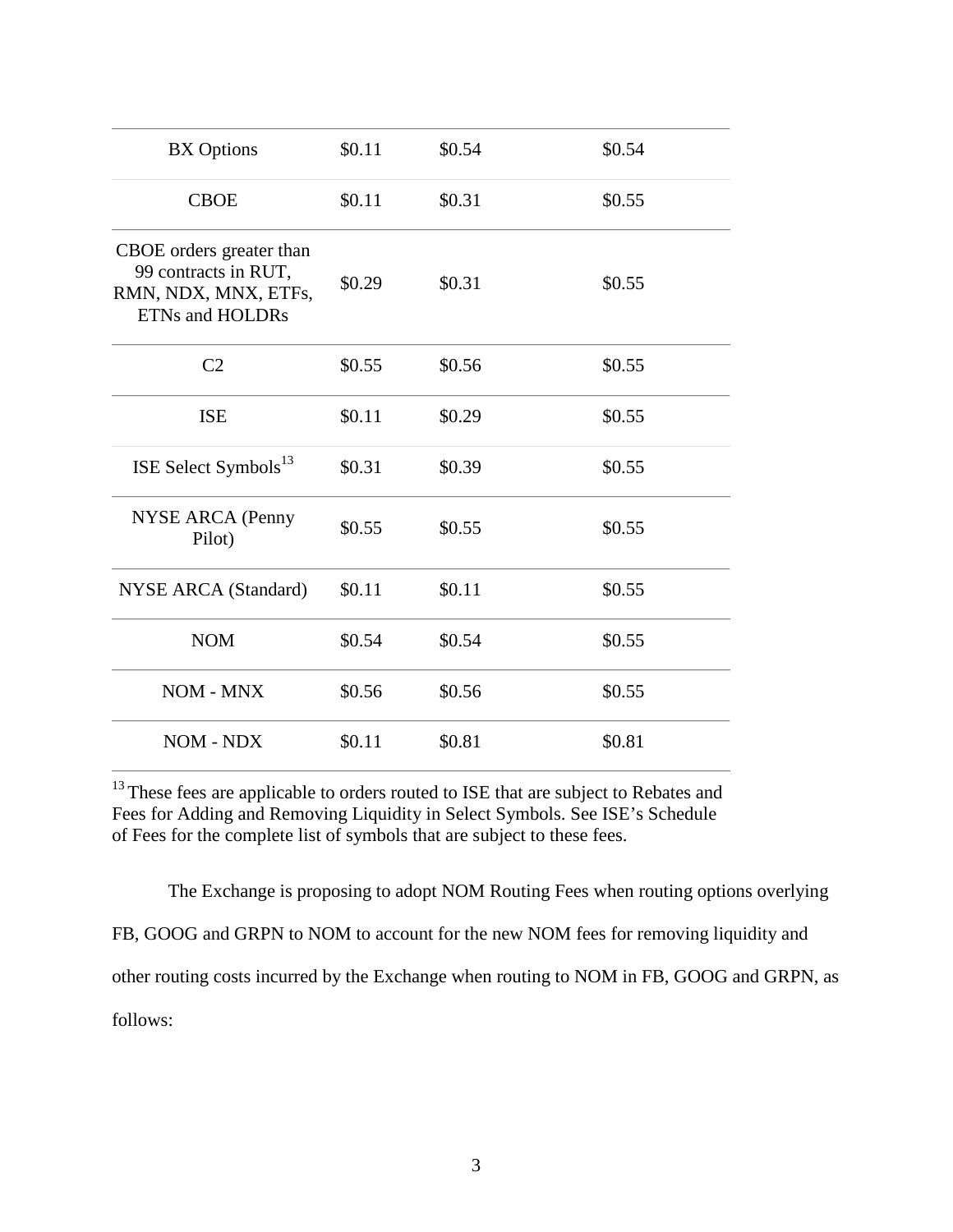| | | | |
|---|---|---|---|
| BX Options | $0.11 | $0.54 | $0.54 |
| CBOE | $0.11 | $0.31 | $0.55 |
| CBOE orders greater than 99 contracts in RUT, RMN, NDX, MNX, ETFs, ETNs and HOLDRs | $0.29 | $0.31 | $0.55 |
| C2 | $0.55 | $0.56 | $0.55 |
| ISE | $0.11 | $0.29 | $0.55 |
| ISE Select Symbols[13] | $0.31 | $0.39 | $0.55 |
| NYSE ARCA (Penny Pilot) | $0.55 | $0.55 | $0.55 |
| NYSE ARCA (Standard) | $0.11 | $0.11 | $0.55 |
| NOM | $0.54 | $0.54 | $0.55 |
| NOM - MNX | $0.56 | $0.56 | $0.55 |
| NOM - NDX | $0.11 | $0.81 | $0.81 |

[13] These fees are applicable to orders routed to ISE that are subject to Rebates and Fees for Adding and Removing Liquidity in Select Symbols. See ISE's Schedule of Fees for the complete list of symbols that are subject to these fees.

The Exchange is proposing to adopt NOM Routing Fees when routing options overlying FB, GOOG and GRPN to NOM to account for the new NOM fees for removing liquidity and other routing costs incurred by the Exchange when routing to NOM in FB, GOOG and GRPN, as follows: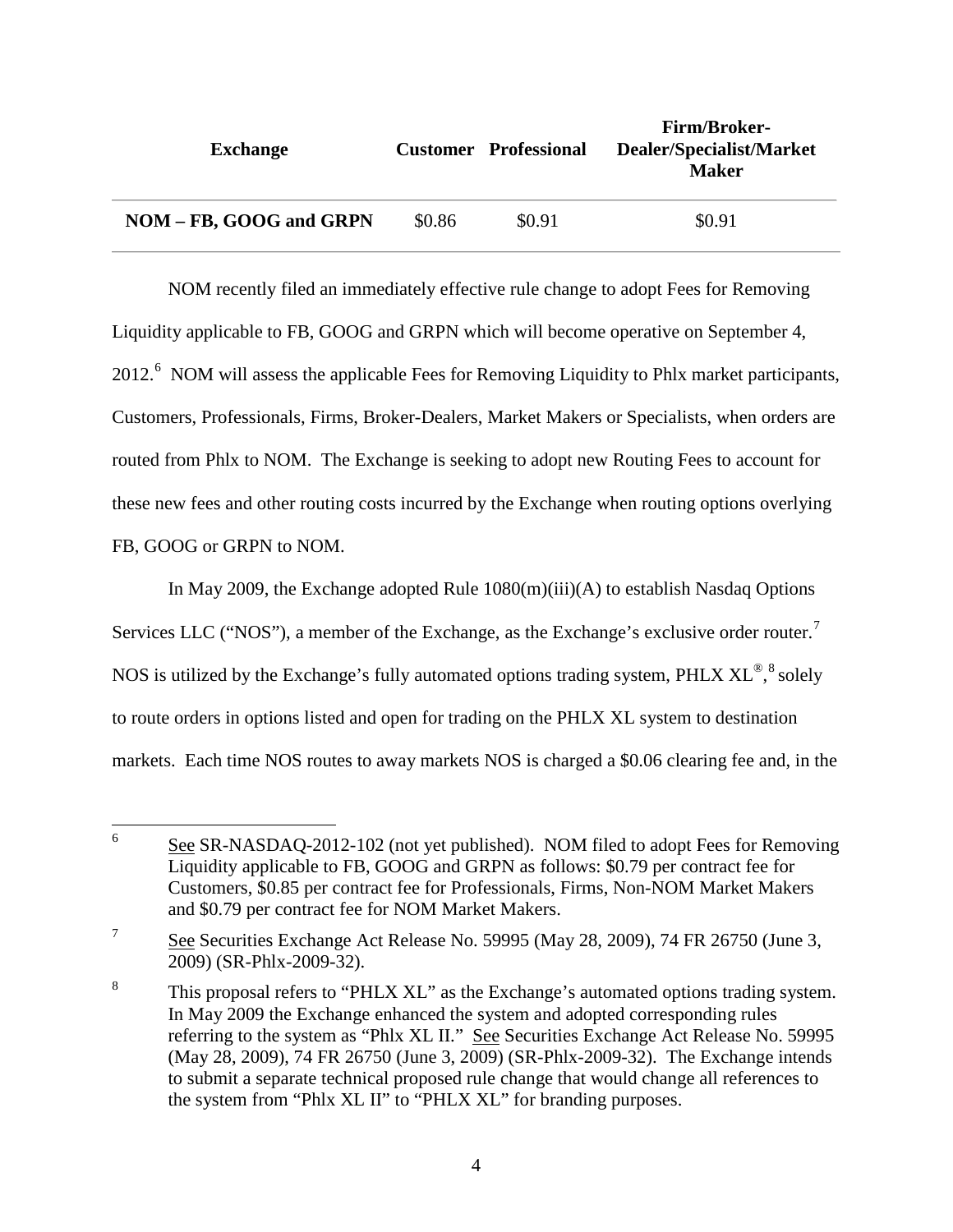| Exchange | Customer | Professional | Firm/Broker-Dealer/Specialist/Market Maker |
|---|---|---|---|
| **NOM – FB, GOOG and GRPN** | $0.86 | $0.91 | $0.91 |

NOM recently filed an immediately effective rule change to adopt Fees for Removing Liquidity applicable to FB, GOOG and GRPN which will become operative on September 4, 2012.[6] NOM will assess the applicable Fees for Removing Liquidity to Phlx market participants, Customers, Professionals, Firms, Broker-Dealers, Market Makers or Specialists, when orders are routed from Phlx to NOM. The Exchange is seeking to adopt new Routing Fees to account for these new fees and other routing costs incurred by the Exchange when routing options overlying FB, GOOG or GRPN to NOM.

In May 2009, the Exchange adopted Rule 1080(m)(iii)(A) to establish Nasdaq Options Services LLC ("NOS"), a member of the Exchange, as the Exchange's exclusive order router.[7] NOS is utilized by the Exchange's fully automated options trading system, PHLX XL®,[8] solely to route orders in options listed and open for trading on the PHLX XL system to destination markets. Each time NOS routes to away markets NOS is charged a $0.06 clearing fee and, in the

---

[6] See SR-NASDAQ-2012-102 (not yet published). NOM filed to adopt Fees for Removing Liquidity applicable to FB, GOOG and GRPN as follows: $0.79 per contract fee for Customers, $0.85 per contract fee for Professionals, Firms, Non-NOM Market Makers and $0.79 per contract fee for NOM Market Makers.

[7] See Securities Exchange Act Release No. 59995 (May 28, 2009), 74 FR 26750 (June 3, 2009) (SR-Phlx-2009-32).

[8] This proposal refers to "PHLX XL" as the Exchange's automated options trading system. In May 2009 the Exchange enhanced the system and adopted corresponding rules referring to the system as "Phlx XL II." See Securities Exchange Act Release No. 59995 (May 28, 2009), 74 FR 26750 (June 3, 2009) (SR-Phlx-2009-32). The Exchange intends to submit a separate technical proposed rule change that would change all references to the system from "Phlx XL II" to "PHLX XL" for branding purposes.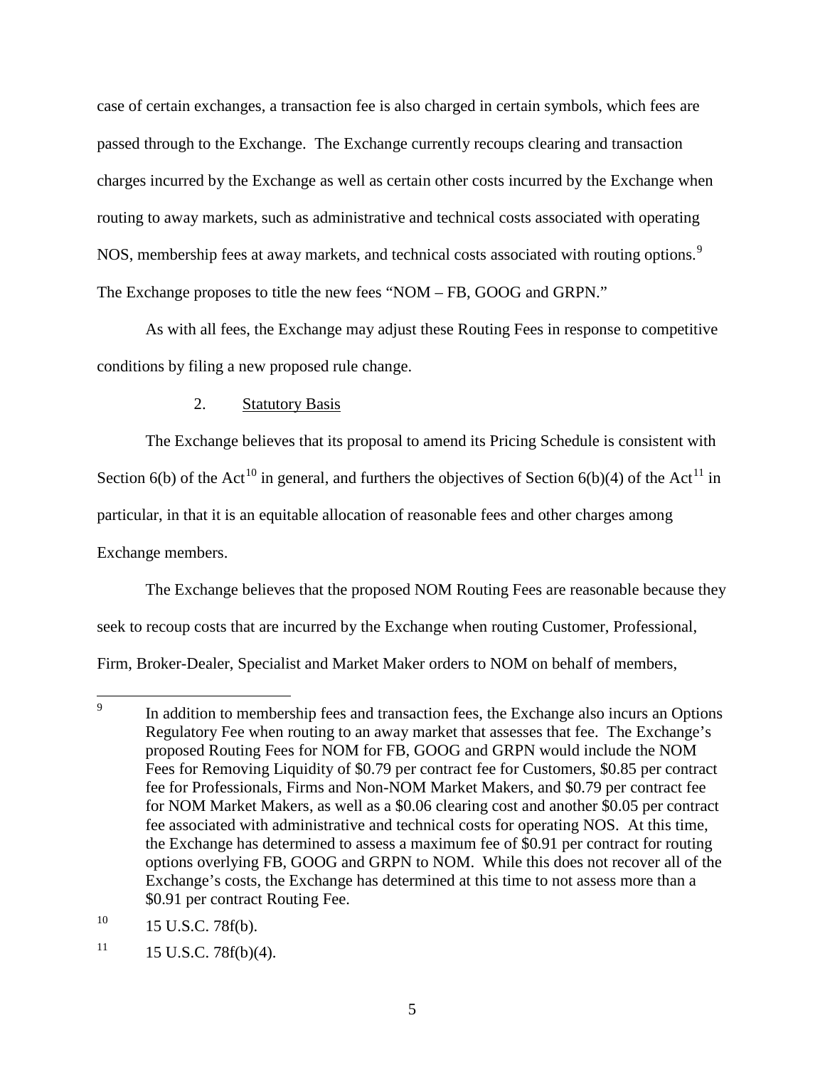case of certain exchanges, a transaction fee is also charged in certain symbols, which fees are passed through to the Exchange. The Exchange currently recoups clearing and transaction charges incurred by the Exchange as well as certain other costs incurred by the Exchange when routing to away markets, such as administrative and technical costs associated with operating NOS, membership fees at away markets, and technical costs associated with routing options.[9] The Exchange proposes to title the new fees "NOM – FB, GOOG and GRPN."

As with all fees, the Exchange may adjust these Routing Fees in response to competitive conditions by filing a new proposed rule change.

2. Statutory Basis

The Exchange believes that its proposal to amend its Pricing Schedule is consistent with Section 6(b) of the Act[10] in general, and furthers the objectives of Section 6(b)(4) of the Act[11] in particular, in that it is an equitable allocation of reasonable fees and other charges among Exchange members.

The Exchange believes that the proposed NOM Routing Fees are reasonable because they seek to recoup costs that are incurred by the Exchange when routing Customer, Professional, Firm, Broker-Dealer, Specialist and Market Maker orders to NOM on behalf of members,

---

[9] In addition to membership fees and transaction fees, the Exchange also incurs an Options Regulatory Fee when routing to an away market that assesses that fee. The Exchange's proposed Routing Fees for NOM for FB, GOOG and GRPN would include the NOM Fees for Removing Liquidity of $0.79 per contract fee for Customers, $0.85 per contract fee for Professionals, Firms and Non-NOM Market Makers, and $0.79 per contract fee for NOM Market Makers, as well as a $0.06 clearing cost and another $0.05 per contract fee associated with administrative and technical costs for operating NOS. At this time, the Exchange has determined to assess a maximum fee of $0.91 per contract for routing options overlying FB, GOOG and GRPN to NOM. While this does not recover all of the Exchange's costs, the Exchange has determined at this time to not assess more than a $0.91 per contract Routing Fee.

[10] 15 U.S.C. 78f(b).

[11] 15 U.S.C. 78f(b)(4).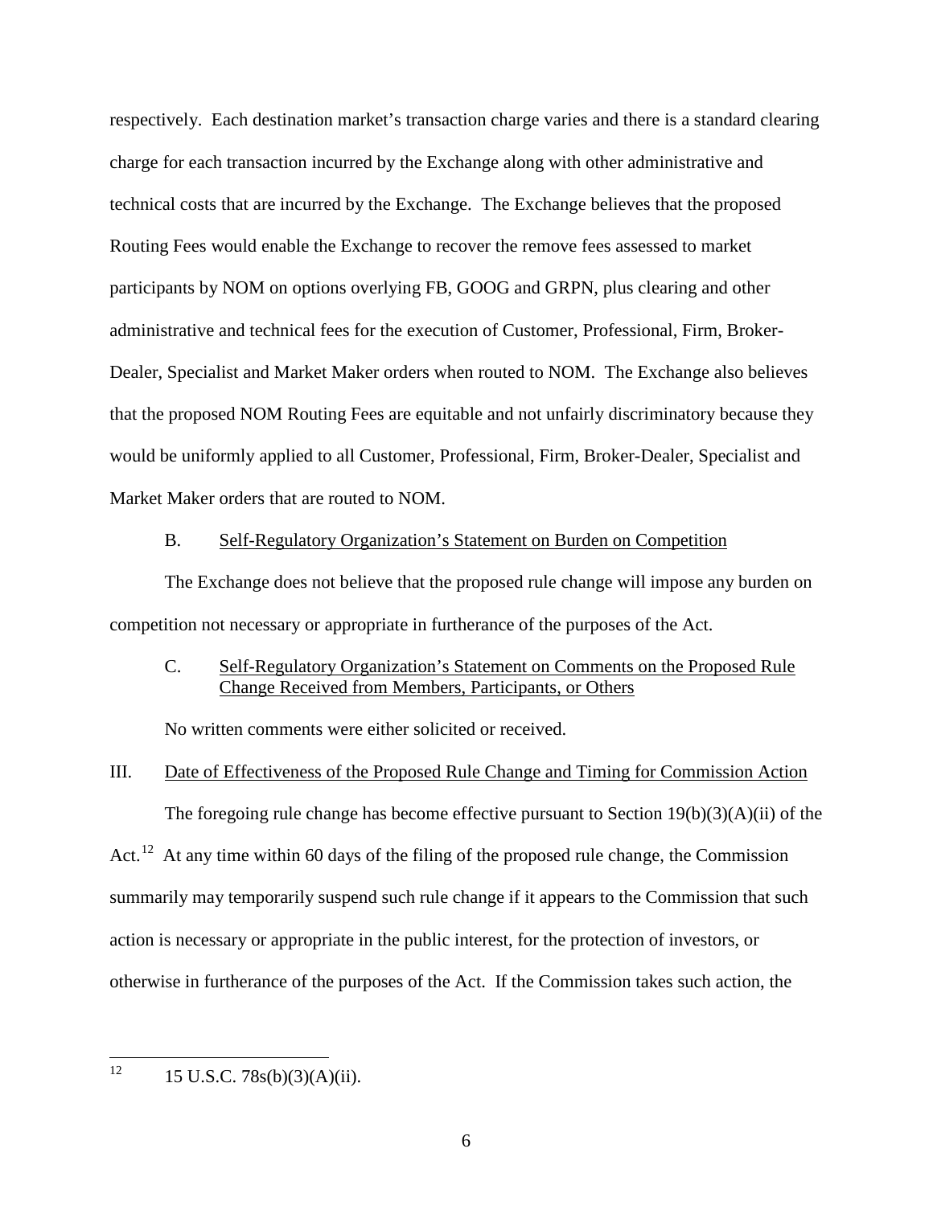respectively. Each destination market's transaction charge varies and there is a standard clearing charge for each transaction incurred by the Exchange along with other administrative and technical costs that are incurred by the Exchange. The Exchange believes that the proposed Routing Fees would enable the Exchange to recover the remove fees assessed to market participants by NOM on options overlying FB, GOOG and GRPN, plus clearing and other administrative and technical fees for the execution of Customer, Professional, Firm, Broker-Dealer, Specialist and Market Maker orders when routed to NOM. The Exchange also believes that the proposed NOM Routing Fees are equitable and not unfairly discriminatory because they would be uniformly applied to all Customer, Professional, Firm, Broker-Dealer, Specialist and Market Maker orders that are routed to NOM.

### B. Self-Regulatory Organization's Statement on Burden on Competition

The Exchange does not believe that the proposed rule change will impose any burden on competition not necessary or appropriate in furtherance of the purposes of the Act.

### C. Self-Regulatory Organization's Statement on Comments on the Proposed Rule Change Received from Members, Participants, or Others

No written comments were either solicited or received.

## III. Date of Effectiveness of the Proposed Rule Change and Timing for Commission Action

The foregoing rule change has become effective pursuant to Section 19(b)(3)(A)(ii) of the Act.[12] At any time within 60 days of the filing of the proposed rule change, the Commission summarily may temporarily suspend such rule change if it appears to the Commission that such action is necessary or appropriate in the public interest, for the protection of investors, or otherwise in furtherance of the purposes of the Act. If the Commission takes such action, the

---

[12] 15 U.S.C. 78s(b)(3)(A)(ii).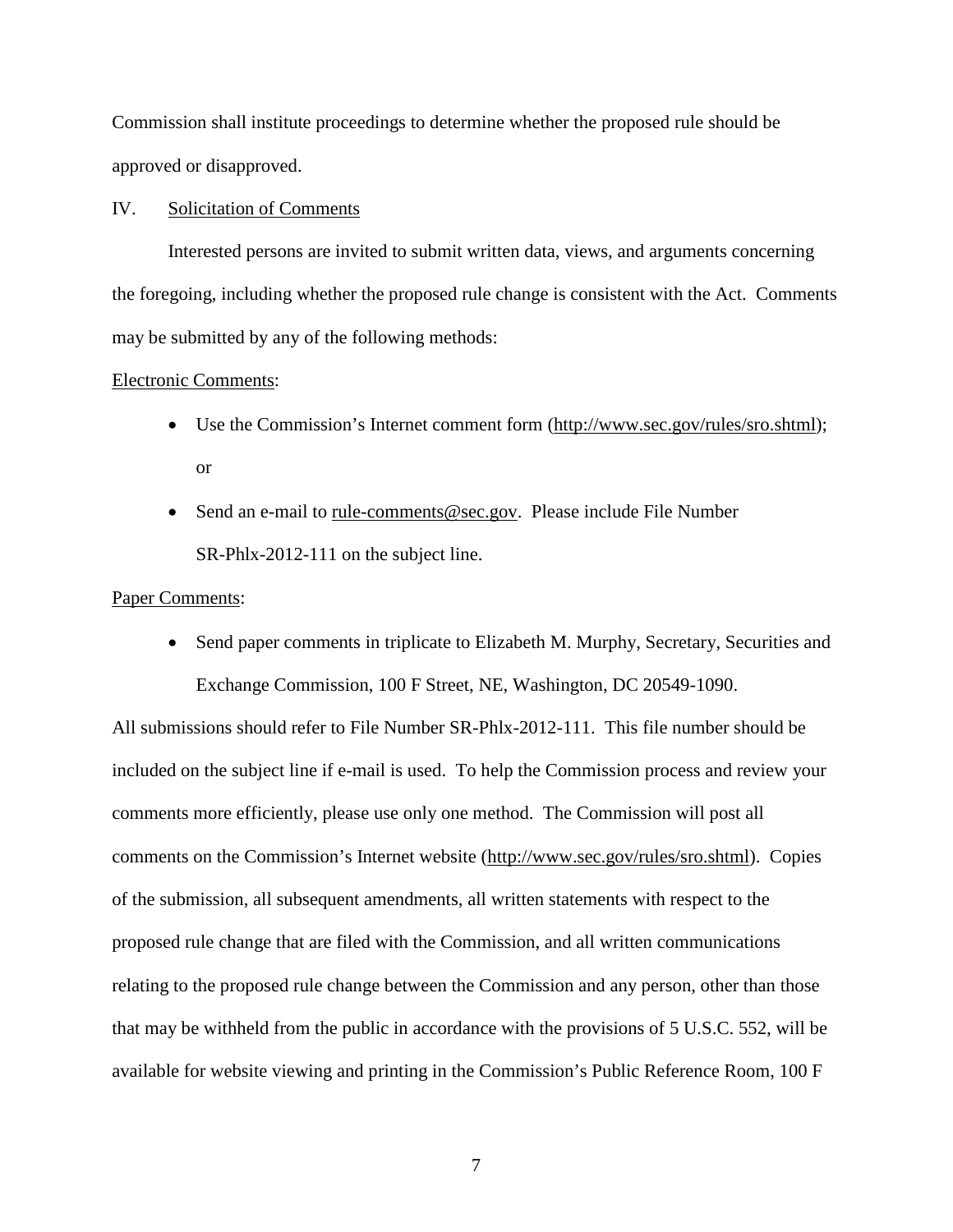Commission shall institute proceedings to determine whether the proposed rule should be approved or disapproved.

## IV. Solicitation of Comments

Interested persons are invited to submit written data, views, and arguments concerning the foregoing, including whether the proposed rule change is consistent with the Act. Comments may be submitted by any of the following methods:

Electronic Comments:

- Use the Commission's Internet comment form (http://www.sec.gov/rules/sro.shtml); or
- Send an e-mail to rule-comments@sec.gov. Please include File Number SR-Phlx-2012-111 on the subject line.

Paper Comments:

- Send paper comments in triplicate to Elizabeth M. Murphy, Secretary, Securities and Exchange Commission, 100 F Street, NE, Washington, DC 20549-1090.

All submissions should refer to File Number SR-Phlx-2012-111. This file number should be included on the subject line if e-mail is used. To help the Commission process and review your comments more efficiently, please use only one method. The Commission will post all comments on the Commission's Internet website (http://www.sec.gov/rules/sro.shtml). Copies of the submission, all subsequent amendments, all written statements with respect to the proposed rule change that are filed with the Commission, and all written communications relating to the proposed rule change between the Commission and any person, other than those that may be withheld from the public in accordance with the provisions of 5 U.S.C. 552, will be available for website viewing and printing in the Commission's Public Reference Room, 100 F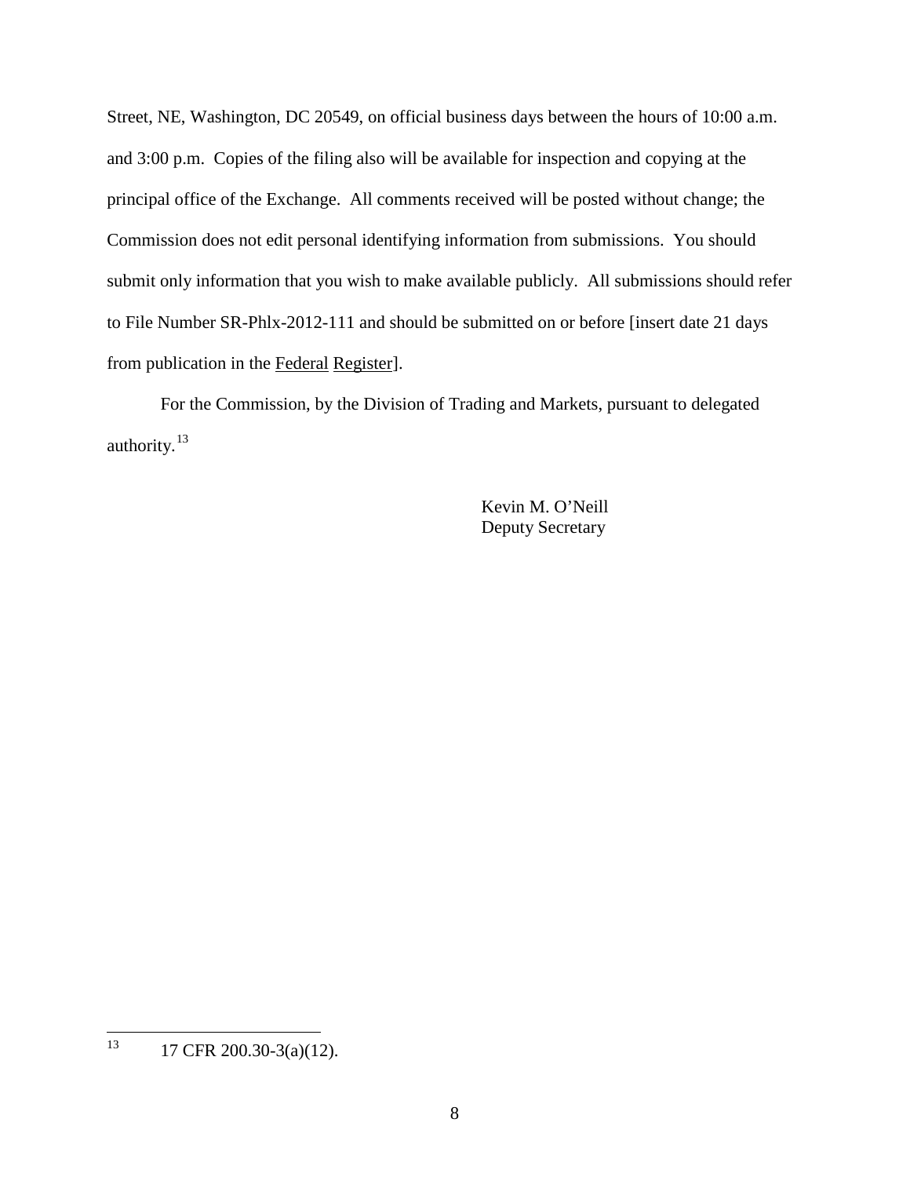Street, NE, Washington, DC 20549, on official business days between the hours of 10:00 a.m. and 3:00 p.m. Copies of the filing also will be available for inspection and copying at the principal office of the Exchange. All comments received will be posted without change; the Commission does not edit personal identifying information from submissions. You should submit only information that you wish to make available publicly. All submissions should refer to File Number SR-Phlx-2012-111 and should be submitted on or before [insert date 21 days from publication in the Federal Register].

For the Commission, by the Division of Trading and Markets, pursuant to delegated authority.[13]

Kevin M. O'Neill
Deputy Secretary

---

[13] 17 CFR 200.30-3(a)(12).